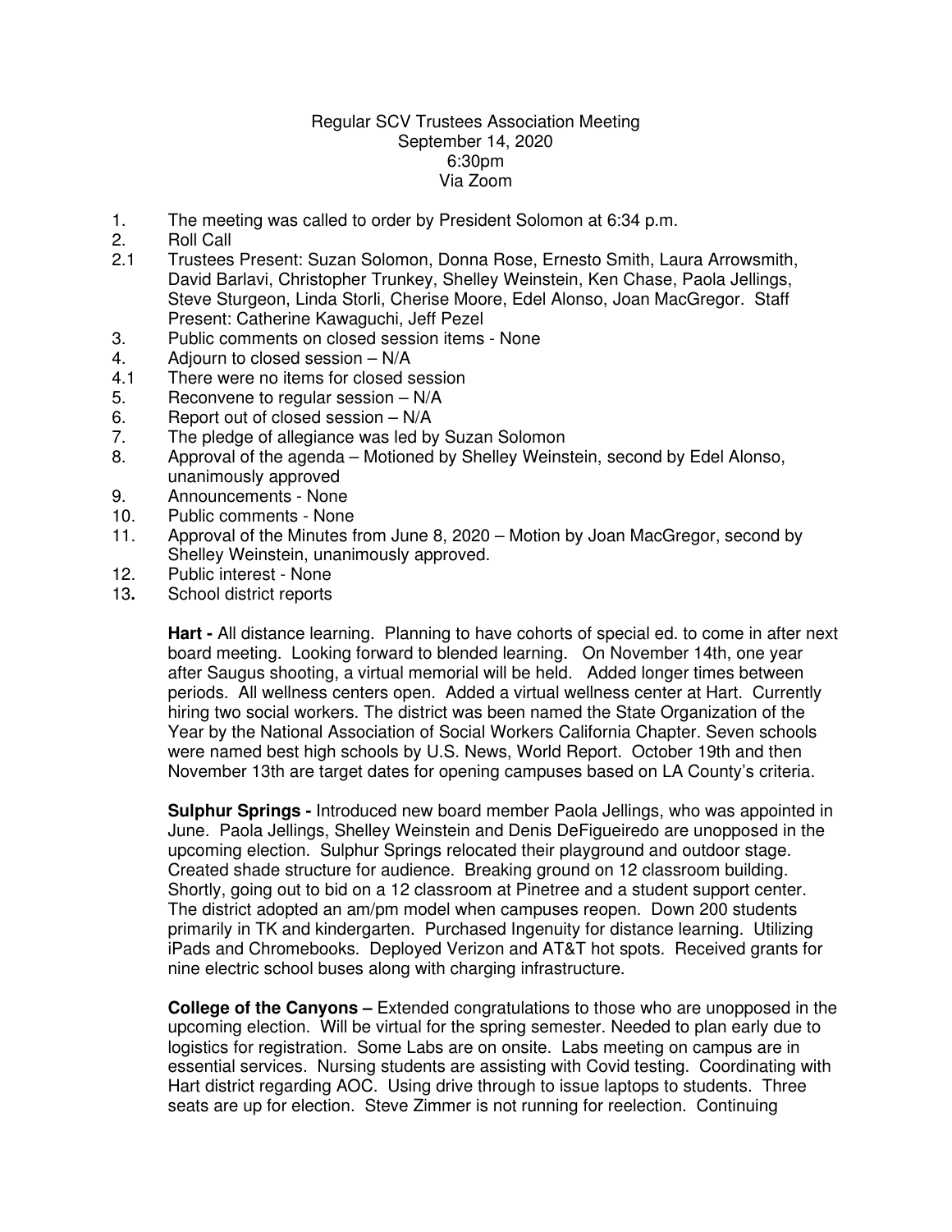Regular SCV Trustees Association Meeting
September 14, 2020
6:30pm
Via Zoom

1. The meeting was called to order by President Solomon at 6:34 p.m.
2. Roll Call
2.1 Trustees Present: Suzan Solomon, Donna Rose, Ernesto Smith, Laura Arrowsmith, David Barlavi, Christopher Trunkey, Shelley Weinstein, Ken Chase, Paola Jellings, Steve Sturgeon, Linda Storli, Cherise Moore, Edel Alonso, Joan MacGregor. Staff Present: Catherine Kawaguchi, Jeff Pezel
3. Public comments on closed session items - None
4. Adjourn to closed session – N/A
4.1 There were no items for closed session
5. Reconvene to regular session – N/A
6. Report out of closed session – N/A
7. The pledge of allegiance was led by Suzan Solomon
8. Approval of the agenda – Motioned by Shelley Weinstein, second by Edel Alonso, unanimously approved
9. Announcements - None
10. Public comments - None
11. Approval of the Minutes from June 8, 2020 – Motion by Joan MacGregor, second by Shelley Weinstein, unanimously approved.
12. Public interest - None
13. School district reports

**Hart -** All distance learning. Planning to have cohorts of special ed. to come in after next board meeting. Looking forward to blended learning. On November 14th, one year after Saugus shooting, a virtual memorial will be held. Added longer times between periods. All wellness centers open. Added a virtual wellness center at Hart. Currently hiring two social workers. The district was been named the State Organization of the Year by the National Association of Social Workers California Chapter. Seven schools were named best high schools by U.S. News, World Report. October 19th and then November 13th are target dates for opening campuses based on LA County's criteria.

**Sulphur Springs -** Introduced new board member Paola Jellings, who was appointed in June. Paola Jellings, Shelley Weinstein and Denis DeFigueiredo are unopposed in the upcoming election. Sulphur Springs relocated their playground and outdoor stage. Created shade structure for audience. Breaking ground on 12 classroom building. Shortly, going out to bid on a 12 classroom at Pinetree and a student support center. The district adopted an am/pm model when campuses reopen. Down 200 students primarily in TK and kindergarten. Purchased Ingenuity for distance learning. Utilizing iPads and Chromebooks. Deployed Verizon and AT&T hot spots. Received grants for nine electric school buses along with charging infrastructure.

**College of the Canyons –** Extended congratulations to those who are unopposed in the upcoming election. Will be virtual for the spring semester. Needed to plan early due to logistics for registration. Some Labs are on onsite. Labs meeting on campus are in essential services. Nursing students are assisting with Covid testing. Coordinating with Hart district regarding AOC. Using drive through to issue laptops to students. Three seats are up for election. Steve Zimmer is not running for reelection. Continuing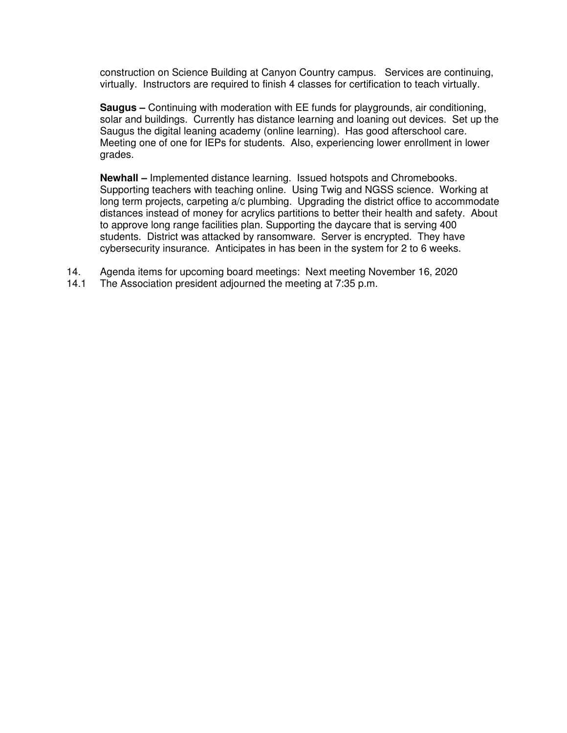construction on Science Building at Canyon Country campus. Services are continuing, virtually. Instructors are required to finish 4 classes for certification to teach virtually.

**Saugus –** Continuing with moderation with EE funds for playgrounds, air conditioning, solar and buildings. Currently has distance learning and loaning out devices. Set up the Saugus the digital leaning academy (online learning). Has good afterschool care. Meeting one of one for IEPs for students. Also, experiencing lower enrollment in lower grades.

**Newhall –** Implemented distance learning. Issued hotspots and Chromebooks. Supporting teachers with teaching online. Using Twig and NGSS science. Working at long term projects, carpeting a/c plumbing. Upgrading the district office to accommodate distances instead of money for acrylics partitions to better their health and safety. About to approve long range facilities plan. Supporting the daycare that is serving 400 students. District was attacked by ransomware. Server is encrypted. They have cybersecurity insurance. Anticipates in has been in the system for 2 to 6 weeks.

14. Agenda items for upcoming board meetings: Next meeting November 16, 2020

14.1 The Association president adjourned the meeting at 7:35 p.m.